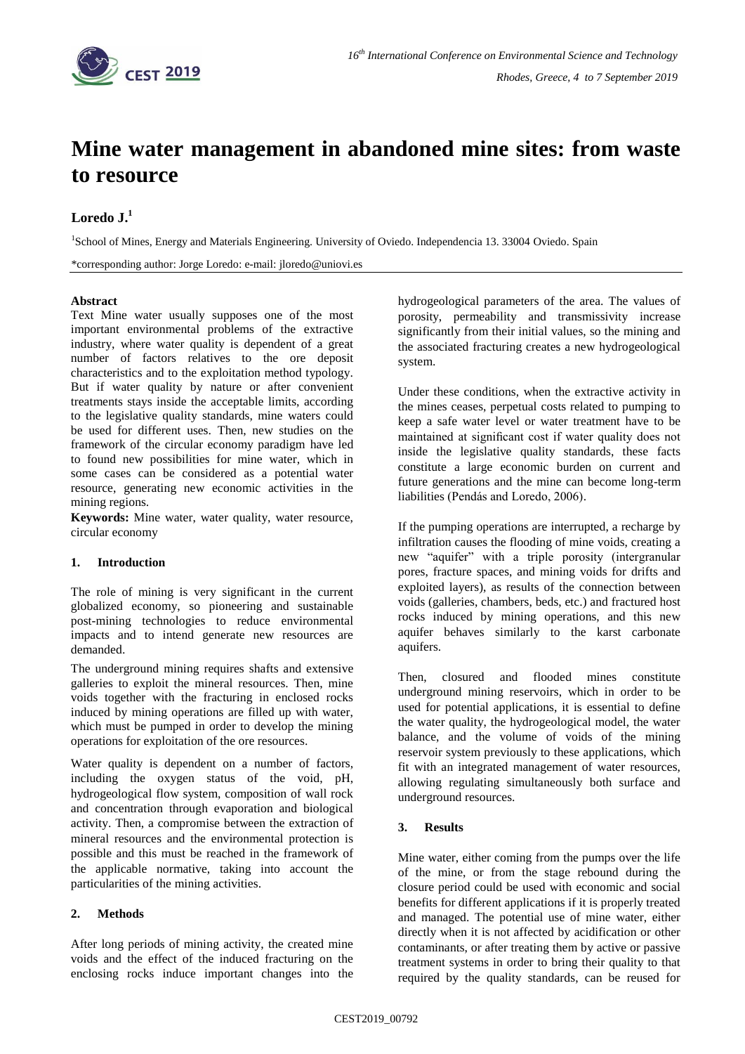# Mine water management in abandoned mine sites: from waste to resource

**Loredo J.**[1]

[1]School of Mines, Energy and Materials Engineering. University of Oviedo. Independencia 13. 33004 Oviedo. Spain

*corresponding author: Jorge Loredo: e-mail: jloredo@uniovi.es

**Abstract**

Text Mine water usually supposes one of the most important environmental problems of the extractive industry, where water quality is dependent of a great number of factors relatives to the ore deposit characteristics and to the exploitation method typology. But if water quality by nature or after convenient treatments stays inside the acceptable limits, according to the legislative quality standards, mine waters could be used for different uses. Then, new studies on the framework of the circular economy paradigm have led to found new possibilities for mine water, which in some cases can be considered as a potential water resource, generating new economic activities in the mining regions.

**Keywords:** Mine water, water quality, water resource, circular economy

## 1. Introduction

The role of mining is very significant in the current globalized economy, so pioneering and sustainable post-mining technologies to reduce environmental impacts and to intend generate new resources are demanded.

The underground mining requires shafts and extensive galleries to exploit the mineral resources. Then, mine voids together with the fracturing in enclosed rocks induced by mining operations are filled up with water, which must be pumped in order to develop the mining operations for exploitation of the ore resources.

Water quality is dependent on a number of factors, including the oxygen status of the void, pH, hydrogeological flow system, composition of wall rock and concentration through evaporation and biological activity. Then, a compromise between the extraction of mineral resources and the environmental protection is possible and this must be reached in the framework of the applicable normative, taking into account the particularities of the mining activities.

## 2. Methods

After long periods of mining activity, the created mine voids and the effect of the induced fracturing on the enclosing rocks induce important changes into the hydrogeological parameters of the area. The values of porosity, permeability and transmissivity increase significantly from their initial values, so the mining and the associated fracturing creates a new hydrogeological system.

Under these conditions, when the extractive activity in the mines ceases, perpetual costs related to pumping to keep a safe water level or water treatment have to be maintained at significant cost if water quality does not inside the legislative quality standards, these facts constitute a large economic burden on current and future generations and the mine can become long-term liabilities (Pendás and Loredo, 2006).

If the pumping operations are interrupted, a recharge by infiltration causes the flooding of mine voids, creating a new "aquifer" with a triple porosity (intergranular pores, fracture spaces, and mining voids for drifts and exploited layers), as results of the connection between voids (galleries, chambers, beds, etc.) and fractured host rocks induced by mining operations, and this new aquifer behaves similarly to the karst carbonate aquifers.

Then, closured and flooded mines constitute underground mining reservoirs, which in order to be used for potential applications, it is essential to define the water quality, the hydrogeological model, the water balance, and the volume of voids of the mining reservoir system previously to these applications, which fit with an integrated management of water resources, allowing regulating simultaneously both surface and underground resources.

## 3. Results

Mine water, either coming from the pumps over the life of the mine, or from the stage rebound during the closure period could be used with economic and social benefits for different applications if it is properly treated and managed. The potential use of mine water, either directly when it is not affected by acidification or other contaminants, or after treating them by active or passive treatment systems in order to bring their quality to that required by the quality standards, can be reused for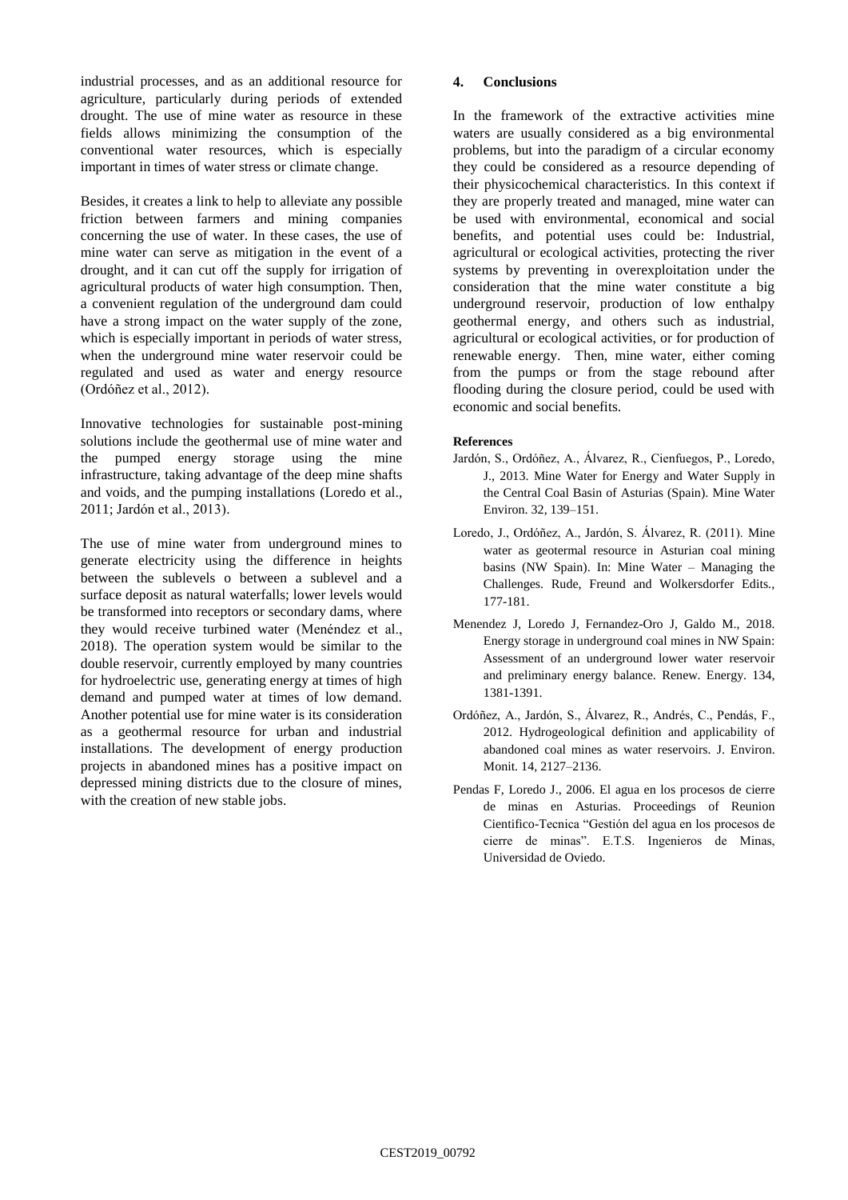industrial processes, and as an additional resource for agriculture, particularly during periods of extended drought. The use of mine water as resource in these fields allows minimizing the consumption of the conventional water resources, which is especially important in times of water stress or climate change.

Besides, it creates a link to help to alleviate any possible friction between farmers and mining companies concerning the use of water. In these cases, the use of mine water can serve as mitigation in the event of a drought, and it can cut off the supply for irrigation of agricultural products of water high consumption. Then, a convenient regulation of the underground dam could have a strong impact on the water supply of the zone, which is especially important in periods of water stress, when the underground mine water reservoir could be regulated and used as water and energy resource (Ordóñez et al., 2012).

Innovative technologies for sustainable post-mining solutions include the geothermal use of mine water and the pumped energy storage using the mine infrastructure, taking advantage of the deep mine shafts and voids, and the pumping installations (Loredo et al., 2011; Jardón et al., 2013).

The use of mine water from underground mines to generate electricity using the difference in heights between the sublevels o between a sublevel and a surface deposit as natural waterfalls; lower levels would be transformed into receptors or secondary dams, where they would receive turbined water (Menéndez et al., 2018). The operation system would be similar to the double reservoir, currently employed by many countries for hydroelectric use, generating energy at times of high demand and pumped water at times of low demand. Another potential use for mine water is its consideration as a geothermal resource for urban and industrial installations. The development of energy production projects in abandoned mines has a positive impact on depressed mining districts due to the closure of mines, with the creation of new stable jobs.

## 4. Conclusions

In the framework of the extractive activities mine waters are usually considered as a big environmental problems, but into the paradigm of a circular economy they could be considered as a resource depending of their physicochemical characteristics. In this context if they are properly treated and managed, mine water can be used with environmental, economical and social benefits, and potential uses could be: Industrial, agricultural or ecological activities, protecting the river systems by preventing in overexploitation under the consideration that the mine water constitute a big underground reservoir, production of low enthalpy geothermal energy, and others such as industrial, agricultural or ecological activities, or for production of renewable energy. Then, mine water, either coming from the pumps or from the stage rebound after flooding during the closure period, could be used with economic and social benefits.

**References**

Jardón, S., Ordóñez, A., Álvarez, R., Cienfuegos, P., Loredo, J., 2013. Mine Water for Energy and Water Supply in the Central Coal Basin of Asturias (Spain). Mine Water Environ. 32, 139–151.

Loredo, J., Ordóñez, A., Jardón, S. Álvarez, R. (2011). Mine water as geotermal resource in Asturian coal mining basins (NW Spain). In: Mine Water – Managing the Challenges. Rude, Freund and Wolkersdorfer Edits., 177-181.

Menendez J, Loredo J, Fernandez-Oro J, Galdo M., 2018. Energy storage in underground coal mines in NW Spain: Assessment of an underground lower water reservoir and preliminary energy balance. Renew. Energy. 134, 1381-1391.

Ordóñez, A., Jardón, S., Álvarez, R., Andrés, C., Pendás, F., 2012. Hydrogeological definition and applicability of abandoned coal mines as water reservoirs. J. Environ. Monit. 14, 2127–2136.

Pendas F, Loredo J., 2006. El agua en los procesos de cierre de minas en Asturias. Proceedings of Reunion Cientifico-Tecnica "Gestión del agua en los procesos de cierre de minas". E.T.S. Ingenieros de Minas, Universidad de Oviedo.